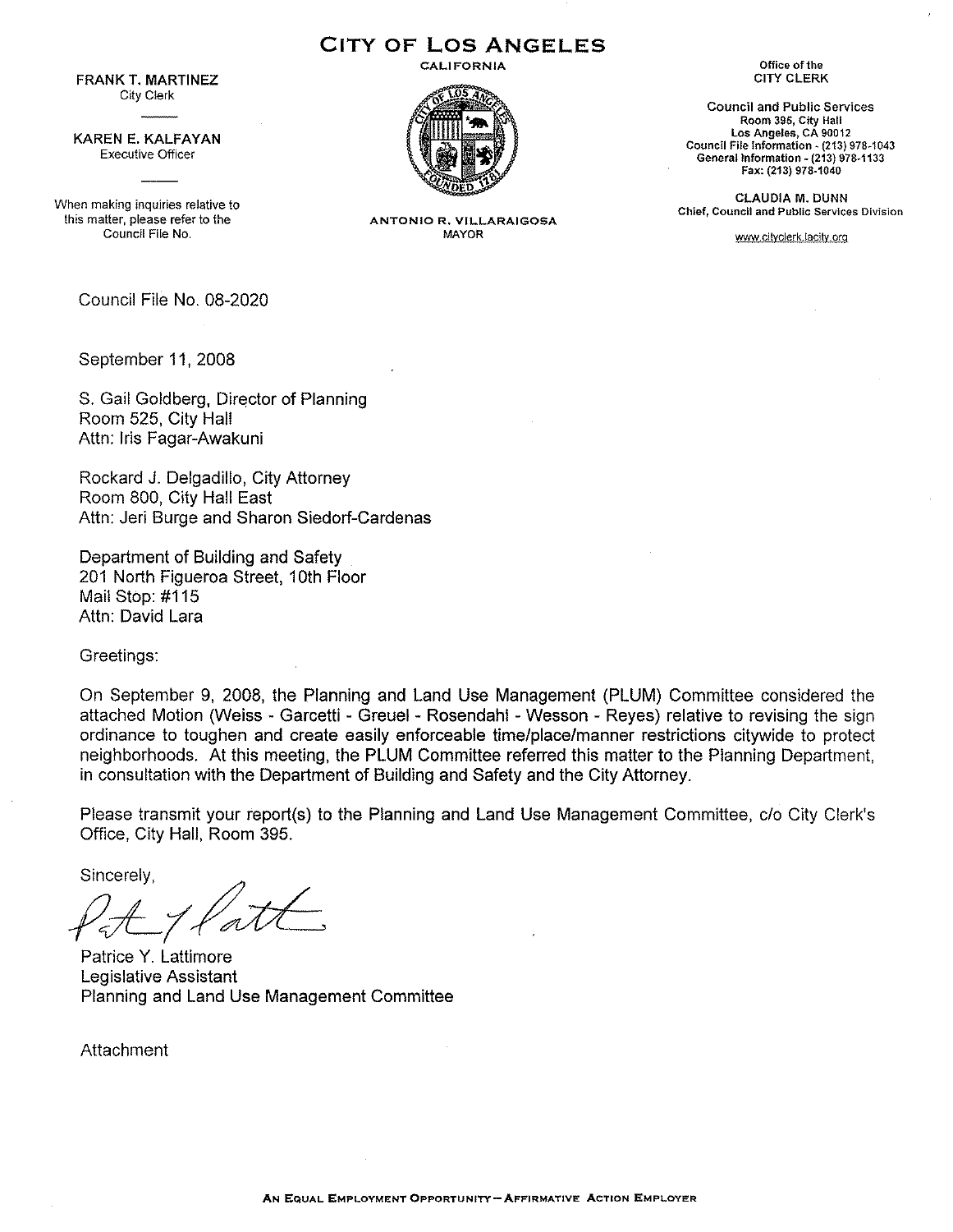# CITY OF LOS ANGELES

CALIFORNIA

ANTONIO R. VILLARAIGOSA
MAYOR

FRANK T. MARTINEZ
City Clerk

KAREN E. KALFAYAN
Executive Officer

When making inquiries relative to this matter, please refer to the Council File No.

Office of the
CITY CLERK

Council and Public Services
Room 395, City Hall
Los Angeles, CA 90012
Council File Information - (213) 978-1043
General Information - (213) 978-1133
Fax: (213) 978-1040

CLAUDIA M. DUNN
Chief, Council and Public Services Division

www.cityclerk.lacity.org

Council File No. 08-2020

September 11, 2008

S. Gail Goldberg, Director of Planning
Room 525, City Hall
Attn: Iris Fagar-Awakuni

Rockard J. Delgadillo, City Attorney
Room 800, City Hall East
Attn: Jeri Burge and Sharon Siedorf-Cardenas

Department of Building and Safety
201 North Figueroa Street, 10th Floor
Mail Stop: #115
Attn: David Lara

Greetings:

On September 9, 2008, the Planning and Land Use Management (PLUM) Committee considered the attached Motion (Weiss - Garcetti - Greuel - Rosendahl - Wesson - Reyes) relative to revising the sign ordinance to toughen and create easily enforceable time/place/manner restrictions citywide to protect neighborhoods. At this meeting, the PLUM Committee referred this matter to the Planning Department, in consultation with the Department of Building and Safety and the City Attorney.

Please transmit your report(s) to the Planning and Land Use Management Committee, c/o City Clerk's Office, City Hall, Room 395.

Sincerely,

Patrice Y. Lattimore
Legislative Assistant
Planning and Land Use Management Committee

Attachment

AN EQUAL EMPLOYMENT OPPORTUNITY—AFFIRMATIVE ACTION EMPLOYER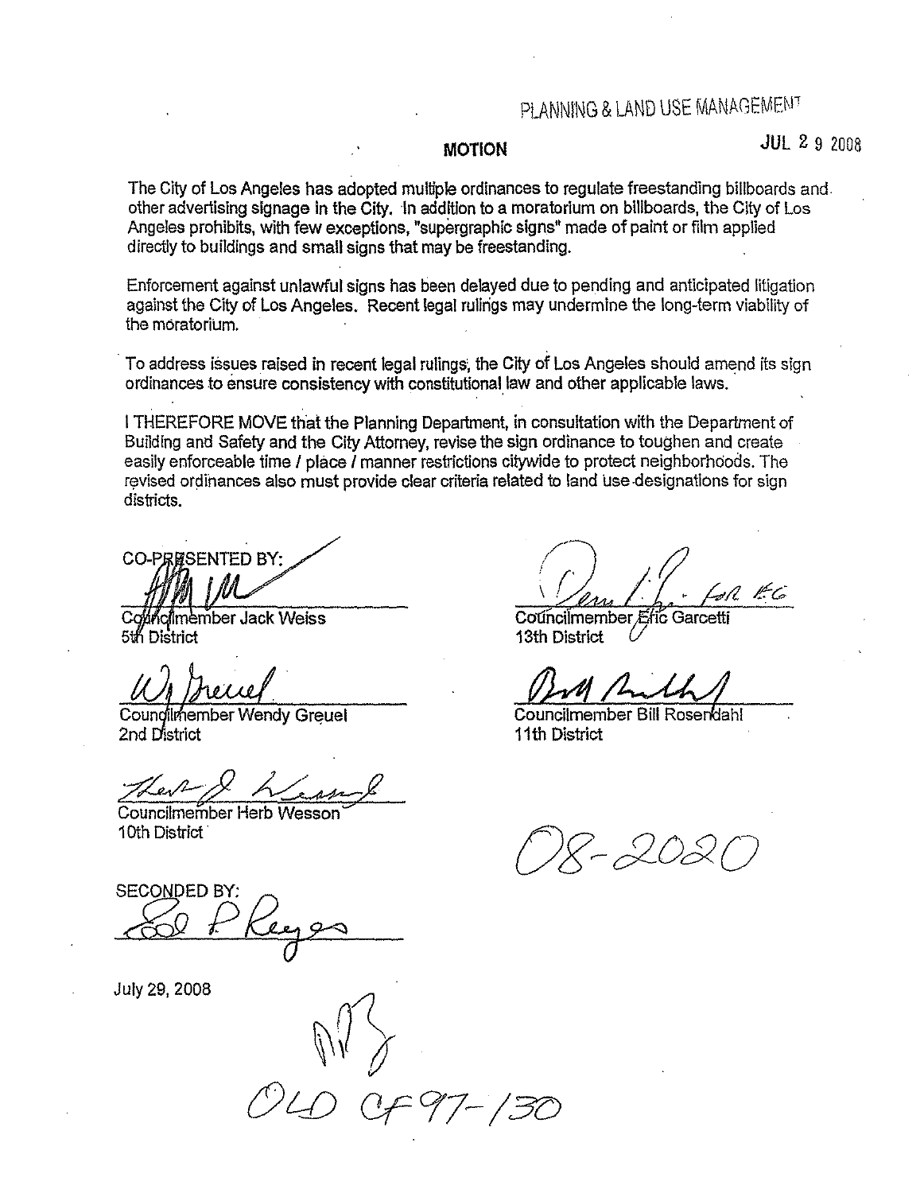PLANNING & LAND USE MANAGEMENT

JUL 29 2008

## MOTION

The City of Los Angeles has adopted multiple ordinances to regulate freestanding billboards and other advertising signage in the City. In addition to a moratorium on billboards, the City of Los Angeles prohibits, with few exceptions, "supergraphic signs" made of paint or film applied directly to buildings and small signs that may be freestanding.

Enforcement against unlawful signs has been delayed due to pending and anticipated litigation against the City of Los Angeles. Recent legal rulings may undermine the long-term viability of the moratorium.

To address issues raised in recent legal rulings, the City of Los Angeles should amend its sign ordinances to ensure consistency with constitutional law and other applicable laws.

I THEREFORE MOVE that the Planning Department, in consultation with the Department of Building and Safety and the City Attorney, revise the sign ordinance to toughen and create easily enforceable time / place / manner restrictions citywide to protect neighborhoods. The revised ordinances also must provide clear criteria related to land use designations for sign districts.

CO-PRESENTED BY:

Councilmember Jack Weiss
5th District

Councilmember Eric Garcetti
13th District

Councilmember Wendy Greuel
2nd District

Councilmember Bill Rosendahl
11th District

Councilmember Herb Wesson
10th District

08-2020

SECONDED BY:

July 29, 2008

OLD CF 97-130